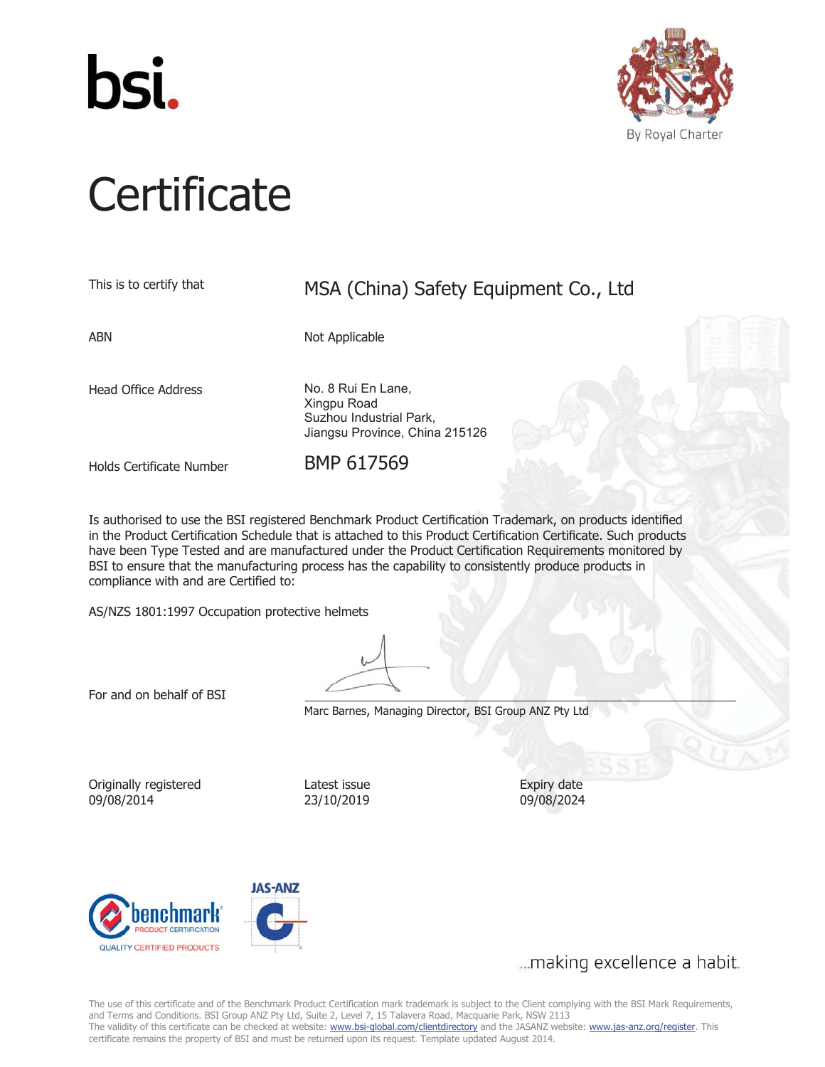bsi.

By Royal Charter

# Certificate

| | |
|---|---|
| This is to certify that | MSA (China) Safety Equipment Co., Ltd |
| ABN | Not Applicable |
| Head Office Address | No. 8 Rui En Lane,<br>Xingpu Road<br>Suzhou Industrial Park,<br>Jiangsu Province, China 215126 |
| Holds Certificate Number | BMP 617569 |

Is authorised to use the BSI registered Benchmark Product Certification Trademark, on products identified in the Product Certification Schedule that is attached to this Product Certification Certificate. Such products have been Type Tested and are manufactured under the Product Certification Requirements monitored by BSI to ensure that the manufacturing process has the capability to consistently produce products in compliance with and are Certified to:

AS/NZS 1801:1997 Occupation protective helmets

For and on behalf of BSI

Marc Barnes, Managing Director, BSI Group ANZ Pty Ltd

| Originally registered | Latest issue | Expiry date |
|---|---|---|
| 09/08/2014 | 23/10/2019 | 09/08/2024 |

benchmark PRODUCT CERTIFICATION
QUALITY CERTIFIED PRODUCTS

JAS-ANZ

...making excellence a habit.

The use of this certificate and of the Benchmark Product Certification mark trademark is subject to the Client complying with the BSI Mark Requirements, and Terms and Conditions. BSI Group ANZ Pty Ltd, Suite 2, Level 7, 15 Talavera Road, Macquarie Park, NSW 2113
The validity of this certificate can be checked at website: www.bsi-global.com/clientdirectory and the JASANZ website: www.jas-anz.org/register. This certificate remains the property of BSI and must be returned upon its request. Template updated August 2014.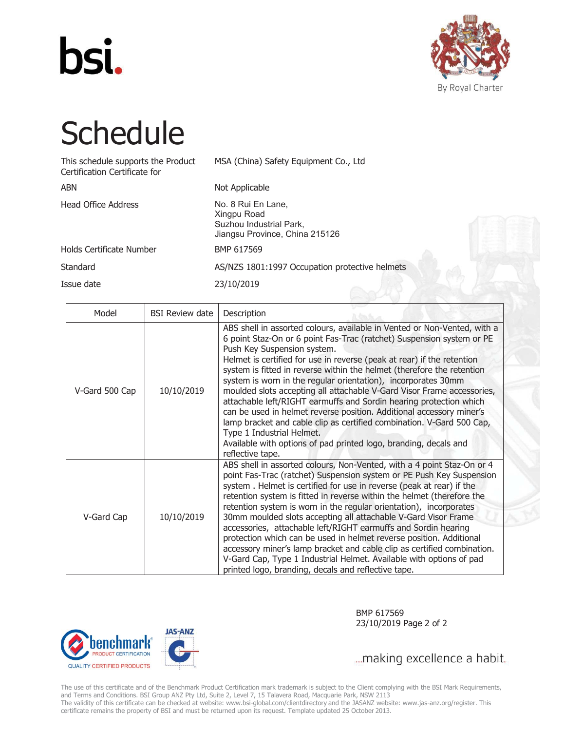bsi.

By Royal Charter

# Schedule

| | |
|---|---|
| This schedule supports the Product Certification Certificate for | MSA (China) Safety Equipment Co., Ltd |
| ABN | Not Applicable |
| Head Office Address | No. 8 Rui En Lane, Xingpu Road Suzhou Industrial Park, Jiangsu Province, China 215126 |
| Holds Certificate Number | BMP 617569 |
| Standard | AS/NZS 1801:1997 Occupation protective helmets |
| Issue date | 23/10/2019 |

| Model | BSI Review date | Description |
|---|---|---|
| V-Gard 500 Cap | 10/10/2019 | ABS shell in assorted colours, available in Vented or Non-Vented, with a 6 point Staz-On or 6 point Fas-Trac (ratchet) Suspension system or PE Push Key Suspension system. Helmet is certified for use in reverse (peak at rear) if the retention system is fitted in reverse within the helmet (therefore the retention system is worn in the regular orientation), incorporates 30mm moulded slots accepting all attachable V-Gard Visor Frame accessories, attachable left/RIGHT earmuffs and Sordin hearing protection which can be used in helmet reverse position. Additional accessory miner's lamp bracket and cable clip as certified combination. V-Gard 500 Cap, Type 1 Industrial Helmet. Available with options of pad printed logo, branding, decals and reflective tape. |
| V-Gard Cap | 10/10/2019 | ABS shell in assorted colours, Non-Vented, with a 4 point Staz-On or 4 point Fas-Trac (ratchet) Suspension system or PE Push Key Suspension system . Helmet is certified for use in reverse (peak at rear) if the retention system is fitted in reverse within the helmet (therefore the retention system is worn in the regular orientation), incorporates 30mm moulded slots accepting all attachable V-Gard Visor Frame accessories, attachable left/RIGHT earmuffs and Sordin hearing protection which can be used in helmet reverse position. Additional accessory miner's lamp bracket and cable clip as certified combination. V-Gard Cap, Type 1 Industrial Helmet. Available with options of pad printed logo, branding, decals and reflective tape. |

benchmark PRODUCT CERTIFICATION QUALITY CERTIFIED PRODUCTS

JAS-ANZ

BMP 617569
23/10/2019

...making excellence a habit.

The use of this certificate and of the Benchmark Product Certification mark trademark is subject to the Client complying with the BSI Mark Requirements, and Terms and Conditions. BSI Group ANZ Pty Ltd, Suite 2, Level 7, 15 Talavera Road, Macquarie Park, NSW 2113
The validity of this certificate can be checked at website: www.bsi-global.com/clientdirectory and the JASANZ website: www.jas-anz.org/register. This certificate remains the property of BSI and must be returned upon its request. Template updated 25 October 2013.